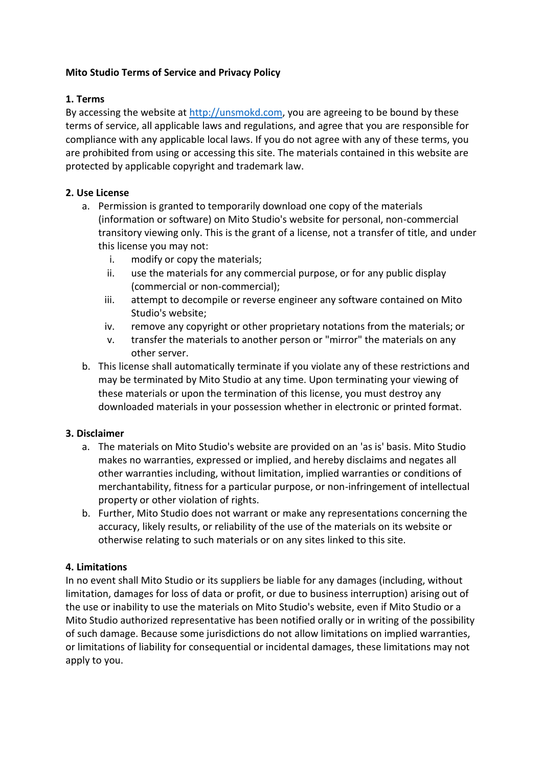**Mito Studio Terms of Service and Privacy Policy**

**1. Terms**

By accessing the website at [http://unsmokd.com](http://unsmokd.com), you are agreeing to be bound by these terms of service, all applicable laws and regulations, and agree that you are responsible for compliance with any applicable local laws. If you do not agree with any of these terms, you are prohibited from using or accessing this site. The materials contained in this website are protected by applicable copyright and trademark law.

**2. Use License**

a. Permission is granted to temporarily download one copy of the materials (information or software) on Mito Studio's website for personal, non-commercial transitory viewing only. This is the grant of a license, not a transfer of title, and under this license you may not:
   i. modify or copy the materials;
   ii. use the materials for any commercial purpose, or for any public display (commercial or non-commercial);
   iii. attempt to decompile or reverse engineer any software contained on Mito Studio's website;
   iv. remove any copyright or other proprietary notations from the materials; or
   v. transfer the materials to another person or "mirror" the materials on any other server.

b. This license shall automatically terminate if you violate any of these restrictions and may be terminated by Mito Studio at any time. Upon terminating your viewing of these materials or upon the termination of this license, you must destroy any downloaded materials in your possession whether in electronic or printed format.

**3. Disclaimer**

a. The materials on Mito Studio's website are provided on an 'as is' basis. Mito Studio makes no warranties, expressed or implied, and hereby disclaims and negates all other warranties including, without limitation, implied warranties or conditions of merchantability, fitness for a particular purpose, or non-infringement of intellectual property or other violation of rights.

b. Further, Mito Studio does not warrant or make any representations concerning the accuracy, likely results, or reliability of the use of the materials on its website or otherwise relating to such materials or on any sites linked to this site.

**4. Limitations**

In no event shall Mito Studio or its suppliers be liable for any damages (including, without limitation, damages for loss of data or profit, or due to business interruption) arising out of the use or inability to use the materials on Mito Studio's website, even if Mito Studio or a Mito Studio authorized representative has been notified orally or in writing of the possibility of such damage. Because some jurisdictions do not allow limitations on implied warranties, or limitations of liability for consequential or incidental damages, these limitations may not apply to you.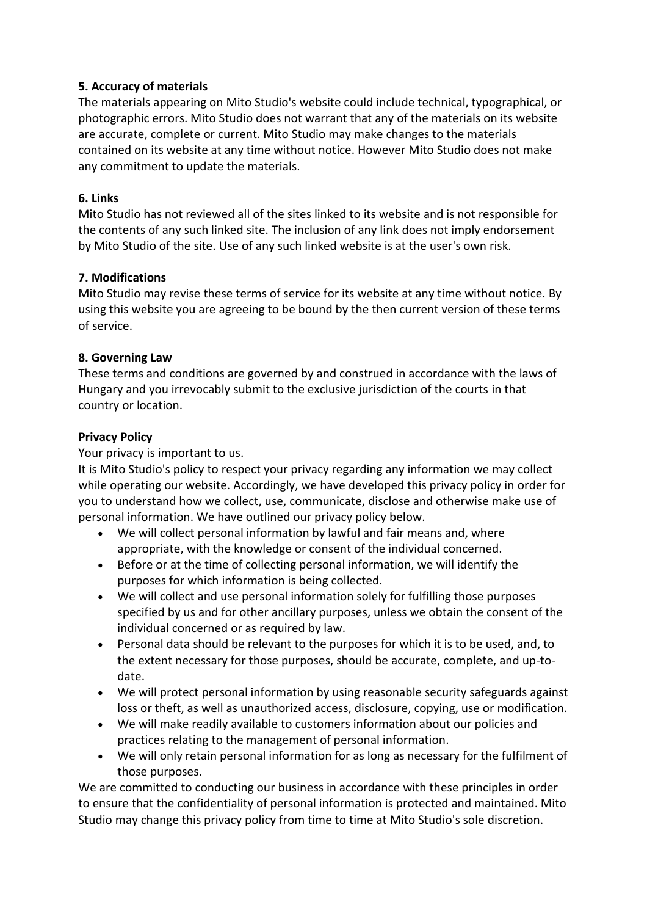**5. Accuracy of materials**

The materials appearing on Mito Studio's website could include technical, typographical, or photographic errors. Mito Studio does not warrant that any of the materials on its website are accurate, complete or current. Mito Studio may make changes to the materials contained on its website at any time without notice. However Mito Studio does not make any commitment to update the materials.

**6. Links**

Mito Studio has not reviewed all of the sites linked to its website and is not responsible for the contents of any such linked site. The inclusion of any link does not imply endorsement by Mito Studio of the site. Use of any such linked website is at the user's own risk.

**7. Modifications**

Mito Studio may revise these terms of service for its website at any time without notice. By using this website you are agreeing to be bound by the then current version of these terms of service.

**8. Governing Law**

These terms and conditions are governed by and construed in accordance with the laws of Hungary and you irrevocably submit to the exclusive jurisdiction of the courts in that country or location.

**Privacy Policy**

Your privacy is important to us.

It is Mito Studio's policy to respect your privacy regarding any information we may collect while operating our website. Accordingly, we have developed this privacy policy in order for you to understand how we collect, use, communicate, disclose and otherwise make use of personal information. We have outlined our privacy policy below.

- We will collect personal information by lawful and fair means and, where appropriate, with the knowledge or consent of the individual concerned.
- Before or at the time of collecting personal information, we will identify the purposes for which information is being collected.
- We will collect and use personal information solely for fulfilling those purposes specified by us and for other ancillary purposes, unless we obtain the consent of the individual concerned or as required by law.
- Personal data should be relevant to the purposes for which it is to be used, and, to the extent necessary for those purposes, should be accurate, complete, and up-to-date.
- We will protect personal information by using reasonable security safeguards against loss or theft, as well as unauthorized access, disclosure, copying, use or modification.
- We will make readily available to customers information about our policies and practices relating to the management of personal information.
- We will only retain personal information for as long as necessary for the fulfilment of those purposes.

We are committed to conducting our business in accordance with these principles in order to ensure that the confidentiality of personal information is protected and maintained. Mito Studio may change this privacy policy from time to time at Mito Studio's sole discretion.